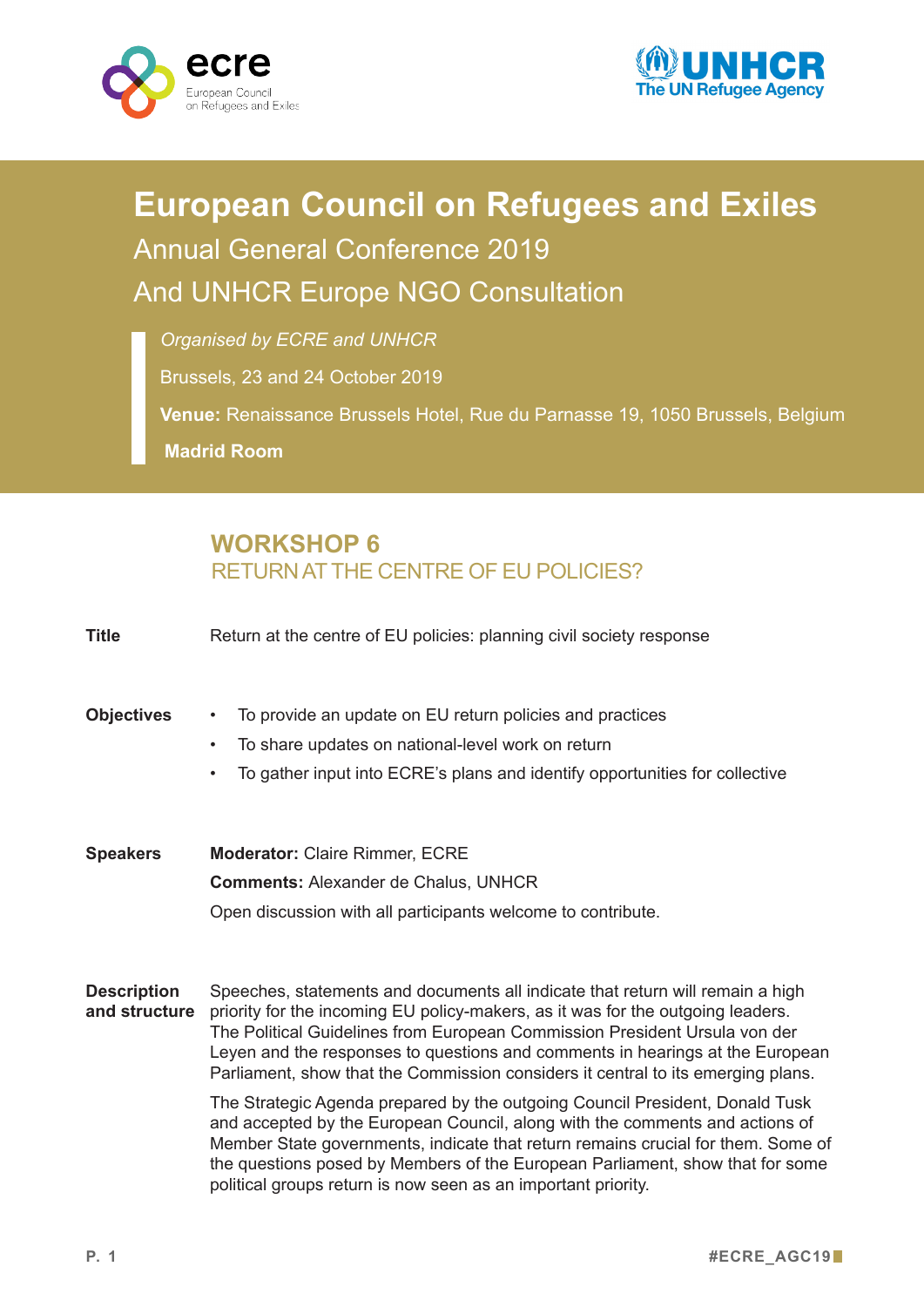ecre
European Council on Refugees and Exiles

UNHCR
The UN Refugee Agency

# European Council on Refugees and Exiles

## Annual General Conference 2019

## And UNHCR Europe NGO Consultation

*Organised by ECRE and UNHCR*

Brussels, 23 and 24 October 2019

**Venue:** Renaissance Brussels Hotel, Rue du Parnasse 19, 1050 Brussels, Belgium

**Madrid Room**

## WORKSHOP 6
### RETURN AT THE CENTRE OF EU POLICIES?

**Title**

Return at the centre of EU policies: planning civil society response

**Objectives**

- To provide an update on EU return policies and practices
- To share updates on national-level work on return
- To gather input into ECRE's plans and identify opportunities for collective

**Speakers**

**Moderator:** Claire Rimmer, ECRE

**Comments:** Alexander de Chalus, UNHCR

Open discussion with all participants welcome to contribute.

**Description and structure**

Speeches, statements and documents all indicate that return will remain a high priority for the incoming EU policy-makers, as it was for the outgoing leaders. The Political Guidelines from European Commission President Ursula von der Leyen and the responses to questions and comments in hearings at the European Parliament, show that the Commission considers it central to its emerging plans.

The Strategic Agenda prepared by the outgoing Council President, Donald Tusk and accepted by the European Council, along with the comments and actions of Member State governments, indicate that return remains crucial for them. Some of the questions posed by Members of the European Parliament, show that for some political groups return is now seen as an important priority.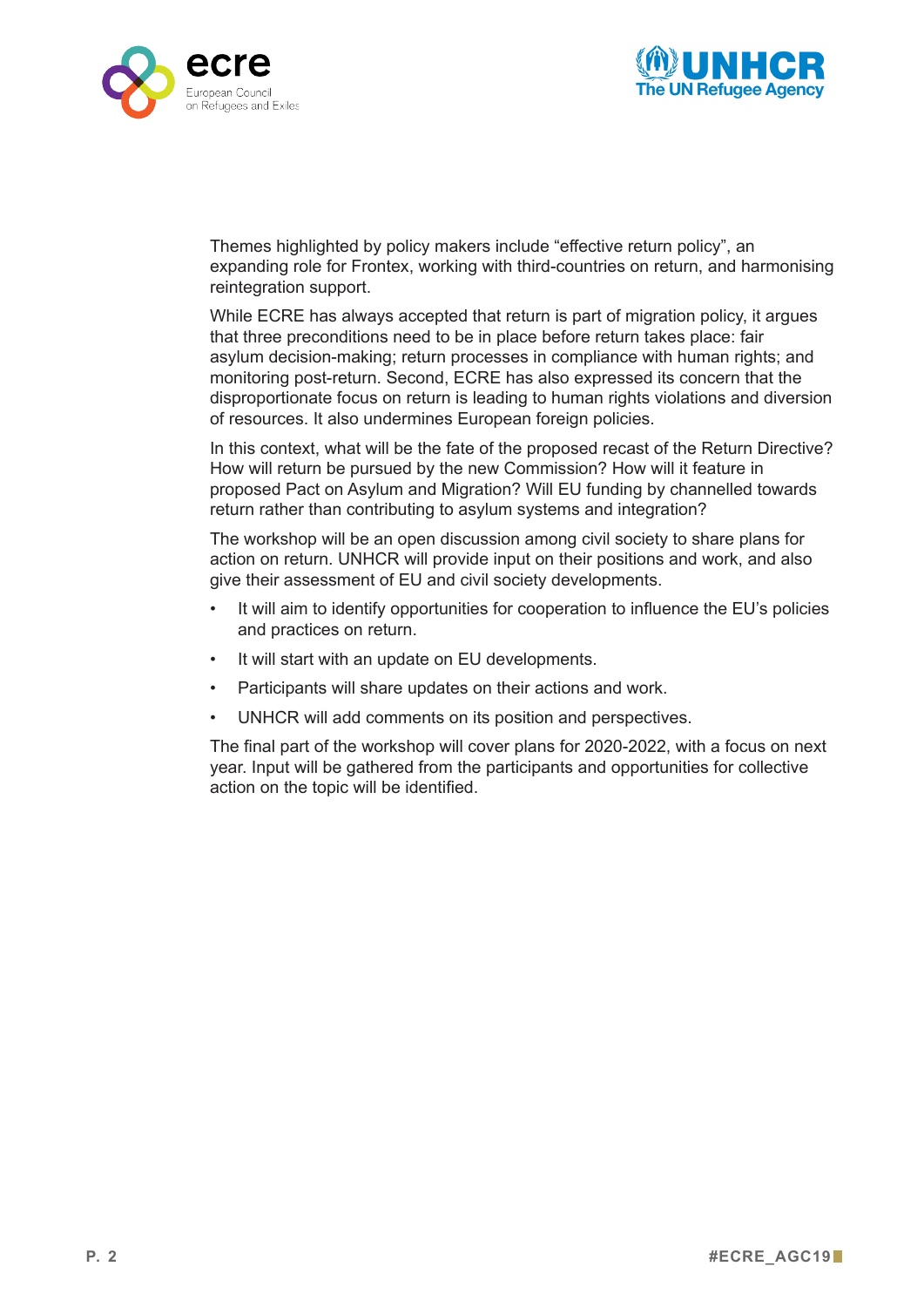Themes highlighted by policy makers include "effective return policy", an expanding role for Frontex, working with third-countries on return, and harmonising reintegration support.

While ECRE has always accepted that return is part of migration policy, it argues that three preconditions need to be in place before return takes place: fair asylum decision-making; return processes in compliance with human rights; and monitoring post-return. Second, ECRE has also expressed its concern that the disproportionate focus on return is leading to human rights violations and diversion of resources. It also undermines European foreign policies.

In this context, what will be the fate of the proposed recast of the Return Directive? How will return be pursued by the new Commission? How will it feature in proposed Pact on Asylum and Migration? Will EU funding by channelled towards return rather than contributing to asylum systems and integration?

The workshop will be an open discussion among civil society to share plans for action on return. UNHCR will provide input on their positions and work, and also give their assessment of EU and civil society developments.

- It will aim to identify opportunities for cooperation to influence the EU's policies and practices on return.
- It will start with an update on EU developments.
- Participants will share updates on their actions and work.
- UNHCR will add comments on its position and perspectives.

The final part of the workshop will cover plans for 2020-2022, with a focus on next year. Input will be gathered from the participants and opportunities for collective action on the topic will be identified.